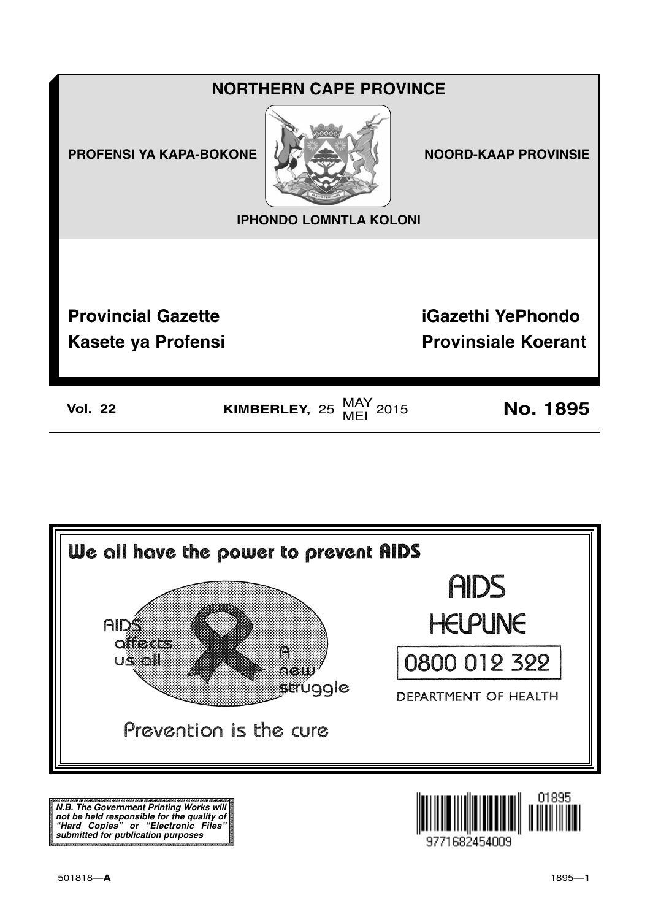# NORTHERN CAPE PROVINCE

PROFENSI YA KAPA-BOKONE

NOORD-KAAP PROVINSIE

IPHONDO LOMNTLA KOLONI

## Provincial Gazette
## Kasete ya Profensi
## iGazethi YePhondo
## Provinsiale Koerant

**Vol. 22** **KIMBERLEY,** 25 MAY / MEI 2015 **No. 1895**

---

**We all have the power to prevent AIDS**

AIDS affects us all

A new struggle

Prevention is the cure

AIDS HELPLINE

0800 012 322

DEPARTMENT OF HEALTH

***N.B. The Government Printing Works will not be held responsible for the quality of "Hard Copies" or "Electronic Files" submitted for publication purposes***

9771682454009 01895

501818—**A**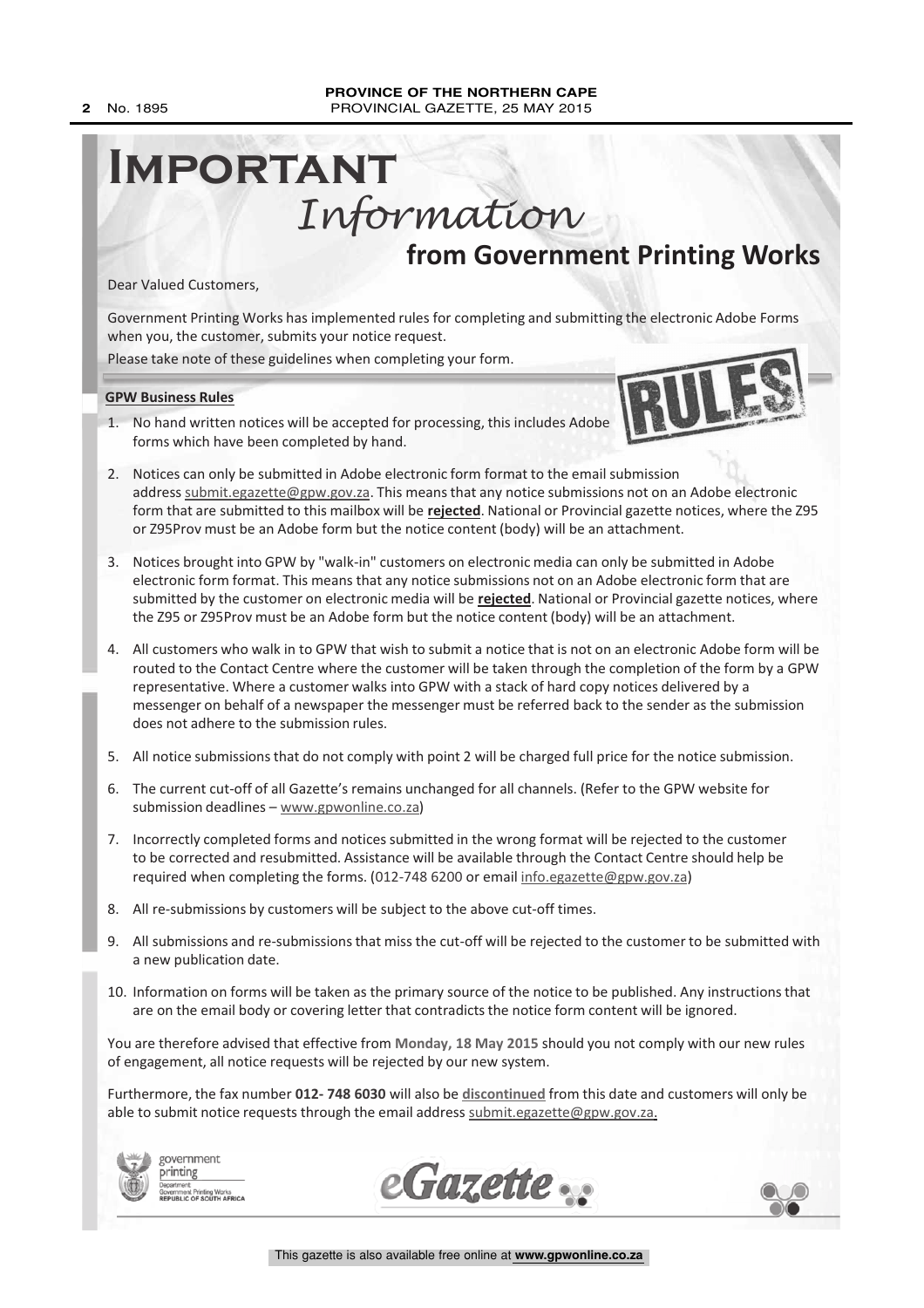# Important
## *Information*
## from Government Printing Works

Dear Valued Customers,

Government Printing Works has implemented rules for completing and submitting the electronic Adobe Forms when you, the customer, submits your notice request.

Please take note of these guidelines when completing your form.

**GPW Business Rules**

1. No hand written notices will be accepted for processing, this includes Adobe forms which have been completed by hand.
2. Notices can only be submitted in Adobe electronic form format to the email submission address submit.egazette@gpw.gov.za. This means that any notice submissions not on an Adobe electronic form that are submitted to this mailbox will be **rejected**. National or Provincial gazette notices, where the Z95 or Z95Prov must be an Adobe form but the notice content (body) will be an attachment.
3. Notices brought into GPW by "walk-in" customers on electronic media can only be submitted in Adobe electronic form format. This means that any notice submissions not on an Adobe electronic form that are submitted by the customer on electronic media will be **rejected**. National or Provincial gazette notices, where the Z95 or Z95Prov must be an Adobe form but the notice content (body) will be an attachment.
4. All customers who walk in to GPW that wish to submit a notice that is not on an electronic Adobe form will be routed to the Contact Centre where the customer will be taken through the completion of the form by a GPW representative. Where a customer walks into GPW with a stack of hard copy notices delivered by a messenger on behalf of a newspaper the messenger must be referred back to the sender as the submission does not adhere to the submission rules.
5. All notice submissions that do not comply with point 2 will be charged full price for the notice submission.
6. The current cut-off of all Gazette's remains unchanged for all channels. (Refer to the GPW website for submission deadlines – www.gpwonline.co.za)
7. Incorrectly completed forms and notices submitted in the wrong format will be rejected to the customer to be corrected and resubmitted. Assistance will be available through the Contact Centre should help be required when completing the forms. (012-748 6200 or email info.egazette@gpw.gov.za)
8. All re-submissions by customers will be subject to the above cut-off times.
9. All submissions and re-submissions that miss the cut-off will be rejected to the customer to be submitted with a new publication date.
10. Information on forms will be taken as the primary source of the notice to be published. Any instructions that are on the email body or covering letter that contradicts the notice form content will be ignored.

You are therefore advised that effective from **Monday, 18 May 2015** should you not comply with our new rules of engagement, all notice requests will be rejected by our new system.

Furthermore, the fax number **012- 748 6030** will also be **discontinued** from this date and customers will only be able to submit notice requests through the email address submit.egazette@gpw.gov.za.

government printing
Department: Government Printing Works
REPUBLIC OF SOUTH AFRICA

eGazette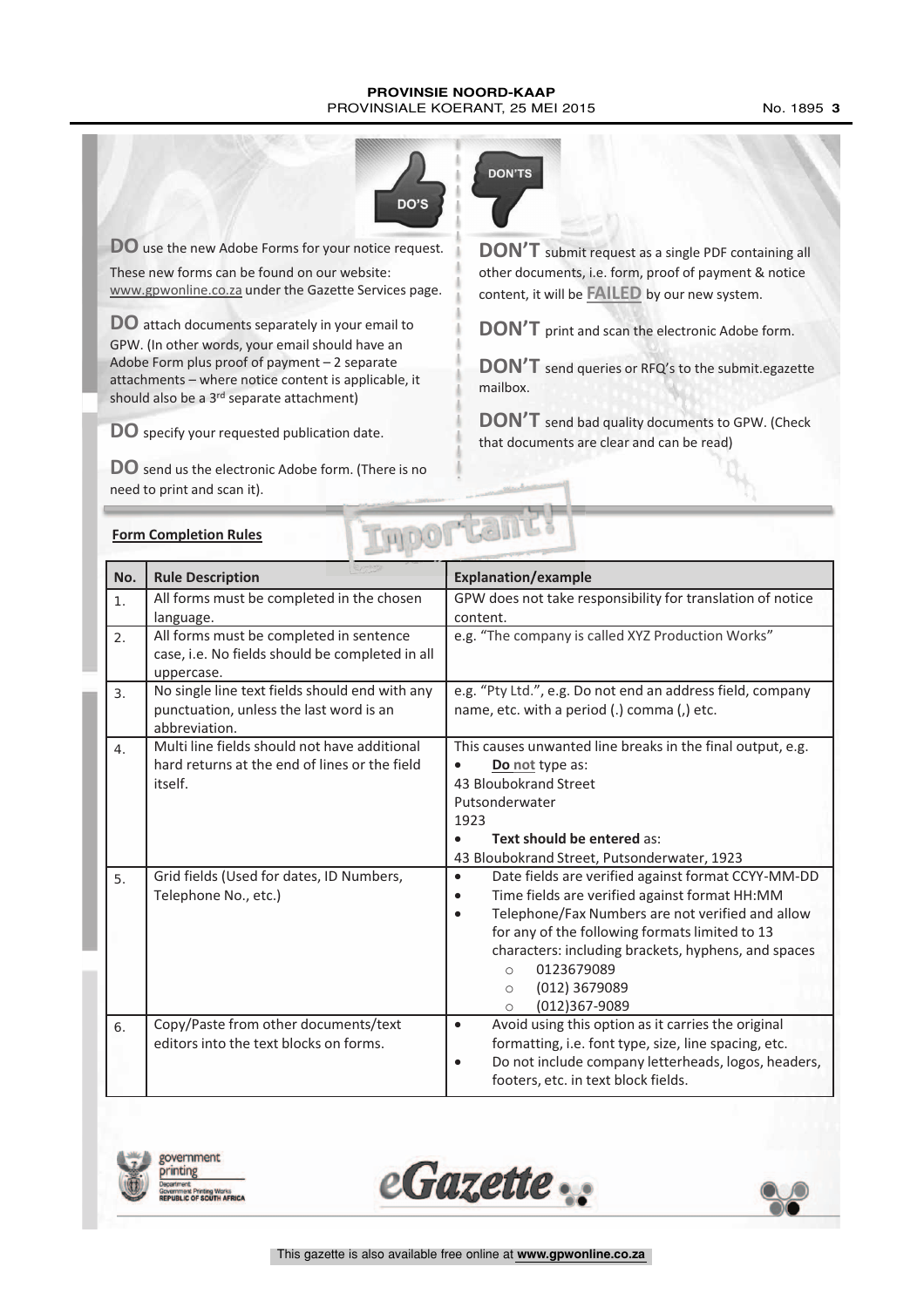DO'S

**DO** use the new Adobe Forms for your notice request. These new forms can be found on our website: www.gpwonline.co.za under the Gazette Services page.

**DO** attach documents separately in your email to GPW. (In other words, your email should have an Adobe Form plus proof of payment – 2 separate attachments – where notice content is applicable, it should also be a 3rd separate attachment)

**DO** specify your requested publication date.

**DO** send us the electronic Adobe form. (There is no need to print and scan it).

DON'TS

**DON'T** submit request as a single PDF containing all other documents, i.e. form, proof of payment & notice content, it will be **FAILED** by our new system.

**DON'T** print and scan the electronic Adobe form.

**DON'T** send queries or RFQ's to the submit.egazette mailbox.

**DON'T** send bad quality documents to GPW. (Check that documents are clear and can be read)

**Form Completion Rules**

Important!

| No. | Rule Description | Explanation/example |
|---|---|---|
| 1. | All forms must be completed in the chosen language. | GPW does not take responsibility for translation of notice content. |
| 2. | All forms must be completed in sentence case, i.e. No fields should be completed in all uppercase. | e.g. "The company is called XYZ Production Works" |
| 3. | No single line text fields should end with any punctuation, unless the last word is an abbreviation. | e.g. "Pty Ltd.", e.g. Do not end an address field, company name, etc. with a period (.) comma (,) etc. |
| 4. | Multi line fields should not have additional hard returns at the end of lines or the field itself. | This causes unwanted line breaks in the final output, e.g. • **Do not** type as: 43 Bloubokrand Street Putsonderwater 1923 • **Text should be entered** as: 43 Bloubokrand Street, Putsonderwater, 1923 |
| 5. | Grid fields (Used for dates, ID Numbers, Telephone No., etc.) | • Date fields are verified against format CCYY-MM-DD • Time fields are verified against format HH:MM • Telephone/Fax Numbers are not verified and allow for any of the following formats limited to 13 characters: including brackets, hyphens, and spaces ○ 0123679089 ○ (012) 3679089 ○ (012)367-9089 |
| 6. | Copy/Paste from other documents/text editors into the text blocks on forms. | • Avoid using this option as it carries the original formatting, i.e. font type, size, line spacing, etc. • Do not include company letterheads, logos, headers, footers, etc. in text block fields. |

government printing
Department: Government Printing Works
REPUBLIC OF SOUTH AFRICA

eGazette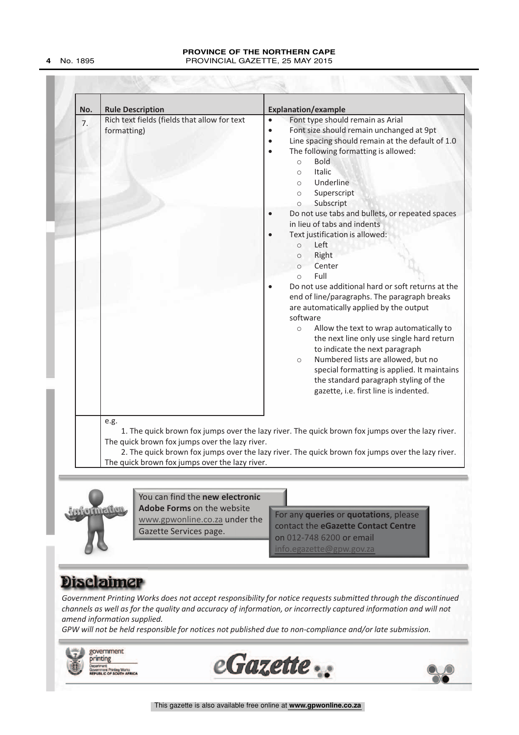| No. | Rule Description | Explanation/example |
|---|---|---|
| 7. | Rich text fields (fields that allow for text formatting) | • Font type should remain as Arial<br>• Font size should remain unchanged at 9pt<br>• Line spacing should remain at the default of 1.0<br>• The following formatting is allowed:<br>&nbsp;&nbsp;○ Bold<br>&nbsp;&nbsp;○ Italic<br>&nbsp;&nbsp;○ Underline<br>&nbsp;&nbsp;○ Superscript<br>&nbsp;&nbsp;○ Subscript<br>• Do not use tabs and bullets, or repeated spaces in lieu of tabs and indents<br>• Text justification is allowed:<br>&nbsp;&nbsp;○ Left<br>&nbsp;&nbsp;○ Right<br>&nbsp;&nbsp;○ Center<br>&nbsp;&nbsp;○ Full<br>• Do not use additional hard or soft returns at the end of line/paragraphs. The paragraph breaks are automatically applied by the output software<br>&nbsp;&nbsp;○ Allow the text to wrap automatically to the next line only use single hard return to indicate the next paragraph<br>&nbsp;&nbsp;○ Numbered lists are allowed, but no special formatting is applied. It maintains the standard paragraph styling of the gazette, i.e. first line is indented. |
| | e.g.<br>1. The quick brown fox jumps over the lazy river. The quick brown fox jumps over the lazy river. The quick brown fox jumps over the lazy river.<br>2. The quick brown fox jumps over the lazy river. The quick brown fox jumps over the lazy river. The quick brown fox jumps over the lazy river. | |

You can find the **new electronic Adobe Forms** on the website www.gpwonline.co.za under the Gazette Services page.

For any **queries** or **quotations**, please contact the **eGazette Contact Centre** on 012-748 6200 or email info.egazette@gpw.gov.za

# Disclaimer

*Government Printing Works does not accept responsibility for notice requests submitted through the discontinued channels as well as for the quality and accuracy of information, or incorrectly captured information and will not amend information supplied.*

*GPW will not be held responsible for notices not published due to non-compliance and/or late submission.*

government printing
Department: Government Printing Works
REPUBLIC OF SOUTH AFRICA

eGazette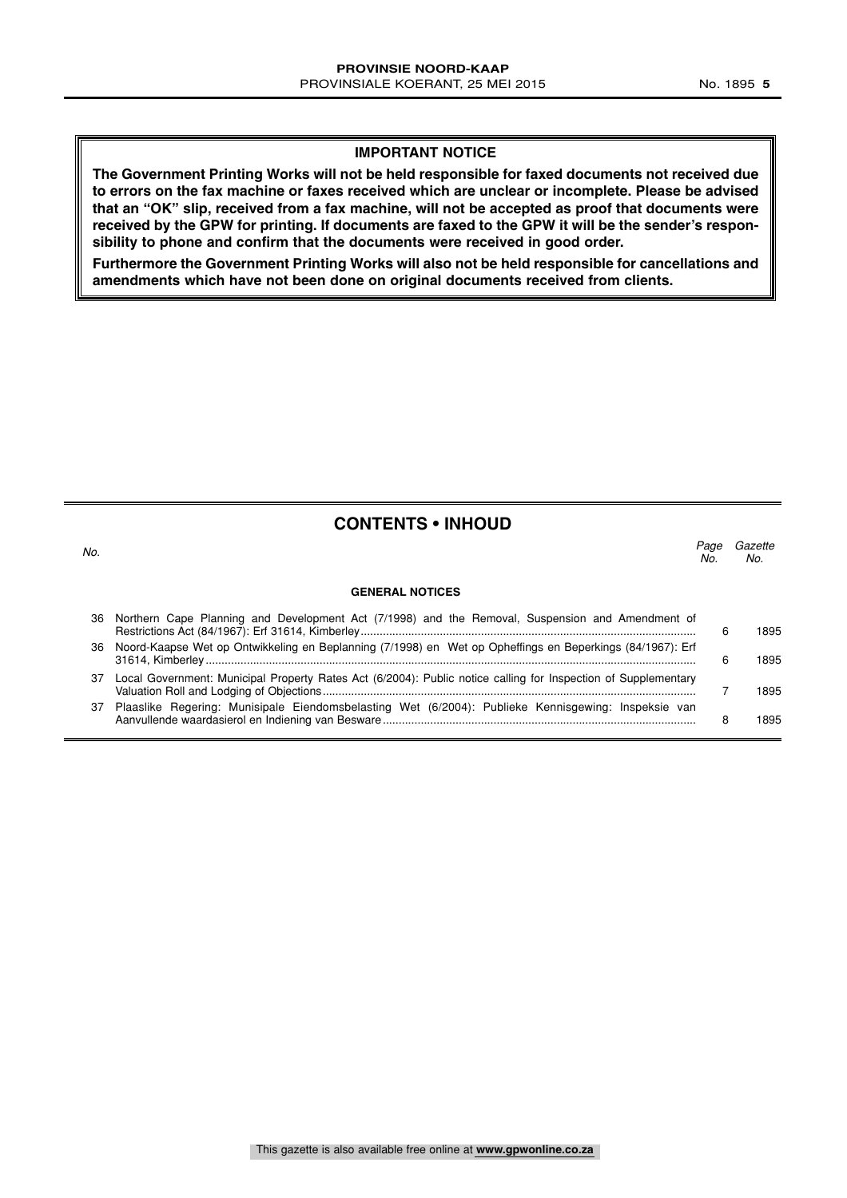**IMPORTANT NOTICE**

**The Government Printing Works will not be held responsible for faxed documents not received due to errors on the fax machine or faxes received which are unclear or incomplete. Please be advised that an "OK" slip, received from a fax machine, will not be accepted as proof that documents were received by the GPW for printing. If documents are faxed to the GPW it will be the sender's responsibility to phone and confirm that the documents were received in good order.**

**Furthermore the Government Printing Works will also not be held responsible for cancellations and amendments which have not been done on original documents received from clients.**

## CONTENTS • INHOUD

| *No.* | | *Page No.* | *Gazette No.* |
|---|---|---|---|
| | **GENERAL NOTICES** | | |
| 36 | Northern Cape Planning and Development Act (7/1998) and the Removal, Suspension and Amendment of Restrictions Act (84/1967): Erf 31614, Kimberley | 6 | 1895 |
| 36 | Noord-Kaapse Wet op Ontwikkeling en Beplanning (7/1998) en Wet op Opheffings en Beperkings (84/1967): Erf 31614, Kimberley | 6 | 1895 |
| 37 | Local Government: Municipal Property Rates Act (6/2004): Public notice calling for Inspection of Supplementary Valuation Roll and Lodging of Objections | 7 | 1895 |
| 37 | Plaaslike Regering: Munisipale Eiendomsbelasting Wet (6/2004): Publieke Kennisgewing: Inspeksie van Aanvullende waardasierol en Indiening van Besware | 8 | 1895 |

This gazette is also available free online at **www.gpwonline.co.za**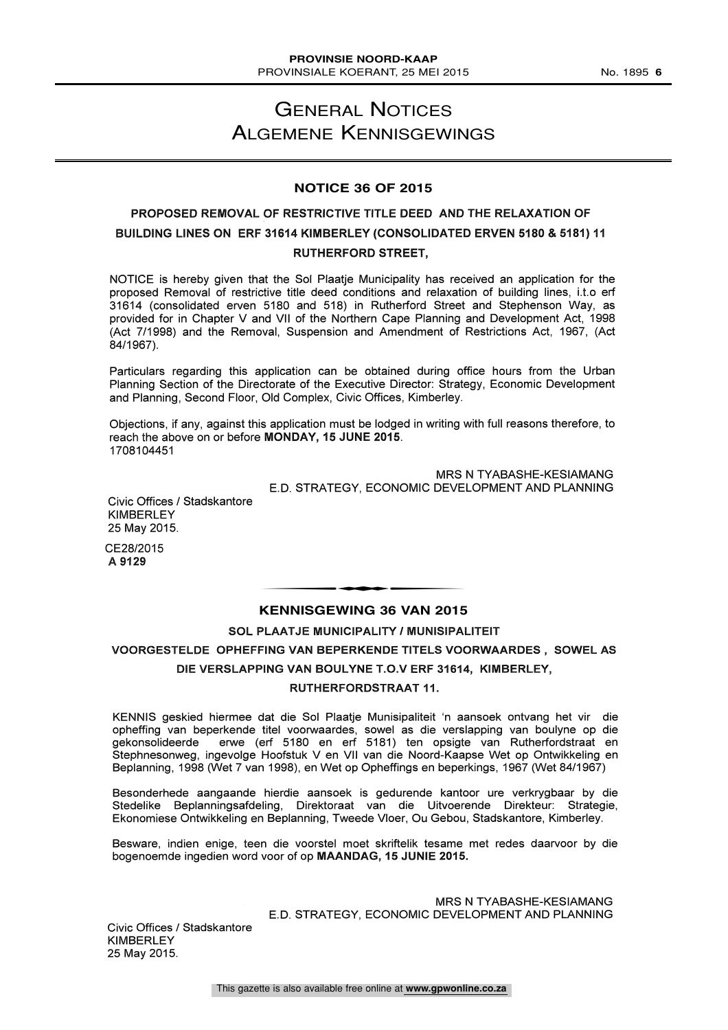# General Notices
# Algemene Kennisgewings

## NOTICE 36 OF 2015

### PROPOSED REMOVAL OF RESTRICTIVE TITLE DEED AND THE RELAXATION OF BUILDING LINES ON ERF 31614 KIMBERLEY (CONSOLIDATED ERVEN 5180 & 5181) 11 RUTHERFORD STREET,

NOTICE is hereby given that the Sol Plaatje Municipality has received an application for the proposed Removal of restrictive title deed conditions and relaxation of building lines, i.t.o erf 31614 (consolidated erven 5180 and 518) in Rutherford Street and Stephenson Way, as provided for in Chapter V and VII of the Northern Cape Planning and Development Act, 1998 (Act 7/1998) and the Removal, Suspension and Amendment of Restrictions Act, 1967, (Act 84/1967).

Particulars regarding this application can be obtained during office hours from the Urban Planning Section of the Directorate of the Executive Director: Strategy, Economic Development and Planning, Second Floor, Old Complex, Civic Offices, Kimberley.

Objections, if any, against this application must be lodged in writing with full reasons therefore, to reach the above on or before **MONDAY, 15 JUNE 2015**.
1708104451

MRS N TYABASHE-KESIAMANG
E.D. STRATEGY, ECONOMIC DEVELOPMENT AND PLANNING

Civic Offices / Stadskantore
KIMBERLEY
25 May 2015.

CE28/2015
**A 9129**

---

## KENNISGEWING 36 VAN 2015

### SOL PLAATJE MUNICIPALITY / MUNISIPALITEIT

### VOORGESTELDE OPHEFFING VAN BEPERKENDE TITELS VOORWAARDES , SOWEL AS DIE VERSLAPPING VAN BOULYNE T.O.V ERF 31614, KIMBERLEY, RUTHERFORDSTRAAT 11.

KENNIS geskied hiermee dat die Sol Plaatje Munisipaliteit 'n aansoek ontvang het vir die opheffing van beperkende titel voorwaardes, sowel as die verslapping van boulyne op die gekonsolideerde erwe (erf 5180 en erf 5181) ten opsigte van Rutherfordstraat en Stephnesonweg, ingevolge Hoofstuk V en VII van die Noord-Kaapse Wet op Ontwikkeling en Beplanning, 1998 (Wet 7 van 1998), en Wet op Opheffings en beperkings, 1967 (Wet 84/1967)

Besonderhede aangaande hierdie aansoek is gedurende kantoor ure verkrygbaar by die Stedelike Beplanningsafdeling, Direktoraat van die Uitvoerende Direkteur: Strategie, Ekonomiese Ontwikkeling en Beplanning, Tweede Vloer, Ou Gebou, Stadskantore, Kimberley.

Besware, indien enige, teen die voorstel moet skriftelik tesame met redes daarvoor by die bogenoemde ingedien word voor of op **MAANDAG, 15 JUNIE 2015.**

MRS N TYABASHE-KESIAMANG
E.D. STRATEGY, ECONOMIC DEVELOPMENT AND PLANNING

Civic Offices / Stadskantore
KIMBERLEY
25 May 2015.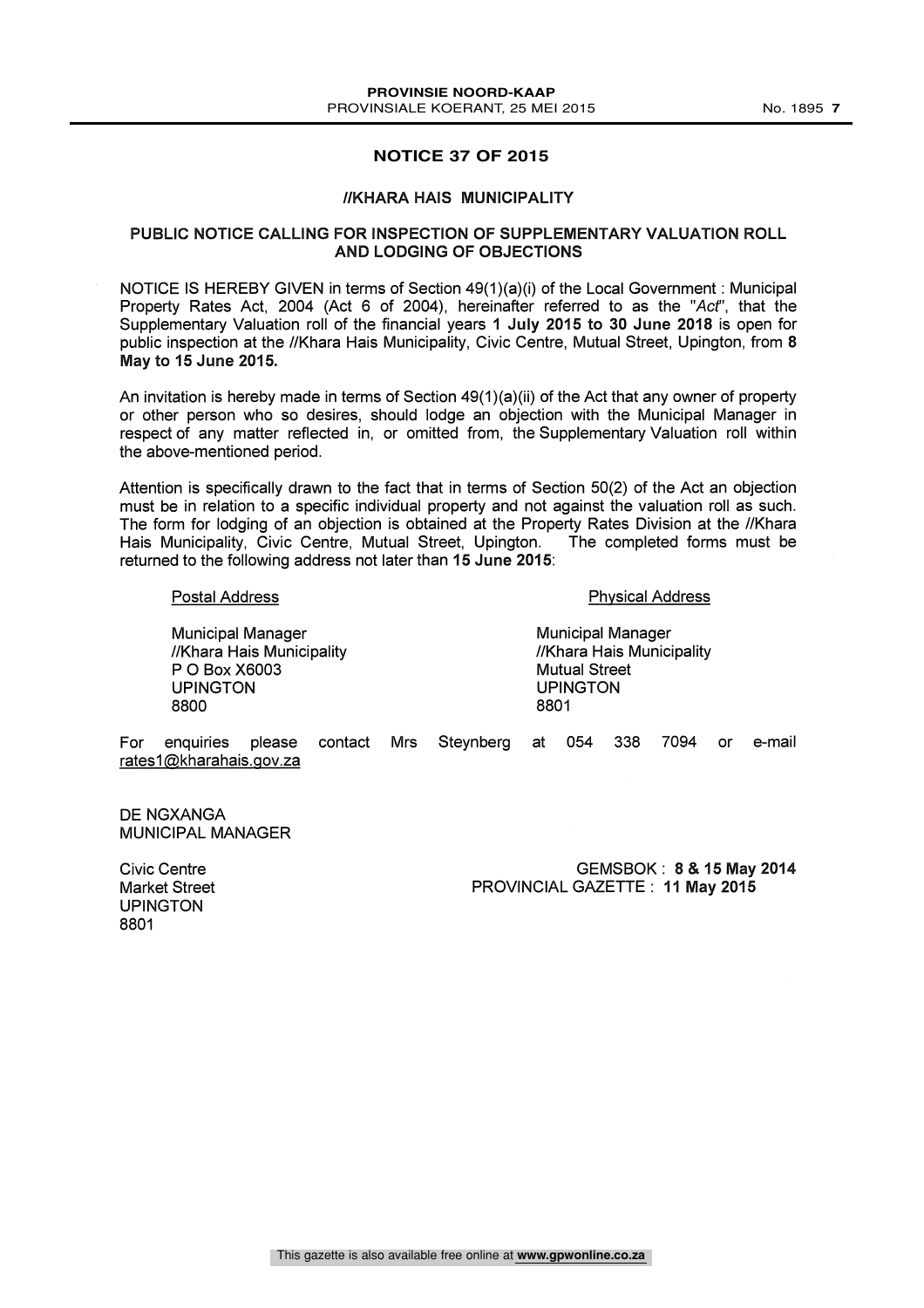## NOTICE 37 OF 2015

### //KHARA HAIS MUNICIPALITY

### PUBLIC NOTICE CALLING FOR INSPECTION OF SUPPLEMENTARY VALUATION ROLL AND LODGING OF OBJECTIONS

NOTICE IS HEREBY GIVEN in terms of Section 49(1)(a)(i) of the Local Government : Municipal Property Rates Act, 2004 (Act 6 of 2004), hereinafter referred to as the "*Act*", that the Supplementary Valuation roll of the financial years **1 July 2015 to 30 June 2018** is open for public inspection at the //Khara Hais Municipality, Civic Centre, Mutual Street, Upington, from **8 May to 15 June 2015.**

An invitation is hereby made in terms of Section 49(1)(a)(ii) of the Act that any owner of property or other person who so desires, should lodge an objection with the Municipal Manager in respect of any matter reflected in, or omitted from, the Supplementary Valuation roll within the above-mentioned period.

Attention is specifically drawn to the fact that in terms of Section 50(2) of the Act an objection must be in relation to a specific individual property and not against the valuation roll as such. The form for lodging of an objection is obtained at the Property Rates Division at the //Khara Hais Municipality, Civic Centre, Mutual Street, Upington. The completed forms must be returned to the following address not later than **15 June 2015**:

Postal Address

Municipal Manager
//Khara Hais Municipality
P O Box X6003
UPINGTON
8800

Physical Address

Municipal Manager
//Khara Hais Municipality
Mutual Street
UPINGTON
8801

For enquiries please contact Mrs Steynberg at 054 338 7094 or e-mail rates1@kharahais.gov.za

DE NGXANGA
MUNICIPAL MANAGER

Civic Centre
Market Street
UPINGTON
8801

GEMSBOK : **8 & 15 May 2014**
PROVINCIAL GAZETTE : **11 May 2015**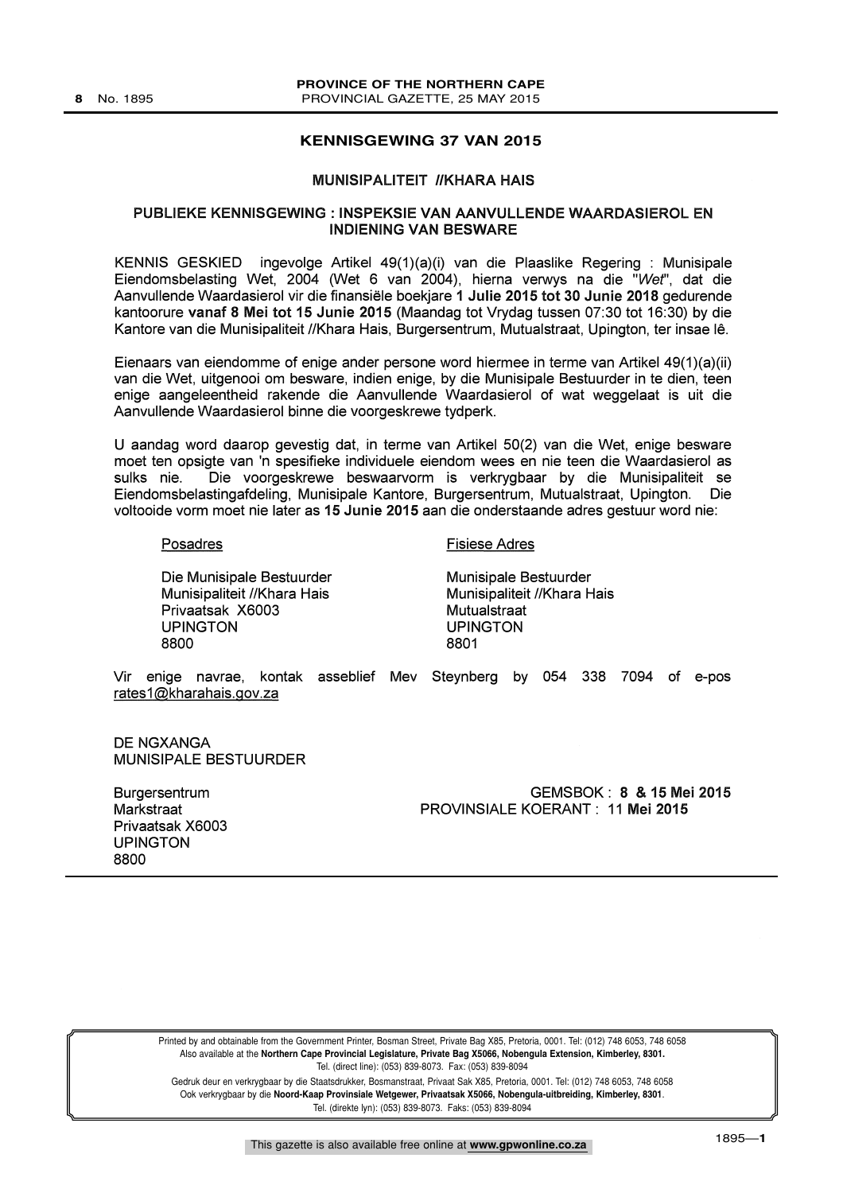## KENNISGEWING 37 VAN 2015

### MUNISIPALITEIT //KHARA HAIS

### PUBLIEKE KENNISGEWING : INSPEKSIE VAN AANVULLENDE WAARDASIEROL EN INDIENING VAN BESWARE

KENNIS GESKIED ingevolge Artikel 49(1)(a)(i) van die Plaaslike Regering : Munisipale Eiendomsbelasting Wet, 2004 (Wet 6 van 2004), hierna verwys na die "*Wet*", dat die Aanvullende Waardasierol vir die finansiële boekjare **1 Julie 2015 tot 30 Junie 2018** gedurende kantoorure **vanaf 8 Mei tot 15 Junie 2015** (Maandag tot Vrydag tussen 07:30 tot 16:30) by die Kantore van die Munisipaliteit //Khara Hais, Burgersentrum, Mutualstraat, Upington, ter insae lê.

Eienaars van eiendomme of enige ander persone word hiermee in terme van Artikel 49(1)(a)(ii) van die Wet, uitgenooi om besware, indien enige, by die Munisipale Bestuurder in te dien, teen enige aangeleentheid rakende die Aanvullende Waardasierol of wat weggelaat is uit die Aanvullende Waardasierol binne die voorgeskrewe tydperk.

U aandag word daarop gevestig dat, in terme van Artikel 50(2) van die Wet, enige besware moet ten opsigte van 'n spesifieke individuele eiendom wees en nie teen die Waardasierol as sulks nie. Die voorgeskrewe beswaarvorm is verkrygbaar by die Munisipaliteit se Eiendomsbelastingafdeling, Munisipale Kantore, Burgersentrum, Mutualstraat, Upington. Die voltooide vorm moet nie later as **15 Junie 2015** aan die onderstaande adres gestuur word nie:

| Posadres | Fisiese Adres |
|---|---|
| Die Munisipale Bestuurder | Munisipale Bestuurder |
| Munisipaliteit //Khara Hais | Munisipaliteit //Khara Hais |
| Privaatsak X6003 | Mutualstraat |
| UPINGTON | UPINGTON |
| 8800 | 8801 |

Vir enige navrae, kontak asseblief Mev Steynberg by 054 338 7094 of e-pos rates1@kharahais.gov.za

DE NGXANGA
MUNISIPALE BESTUURDER

Burgersentrum
Markstraat
Privaatsak X6003
UPINGTON
8800

GEMSBOK : **8 & 15 Mei 2015**
PROVINSIALE KOERANT : 11 **Mei 2015**

Printed by and obtainable from the Government Printer, Bosman Street, Private Bag X85, Pretoria, 0001. Tel: (012) 748 6053, 748 6058
Also available at the **Northern Cape Provincial Legislature, Private Bag X5066, Nobengula Extension, Kimberley, 8301.**
Tel. (direct line): (053) 839-8073. Fax: (053) 839-8094

Gedruk deur en verkrygbaar by die Staatsdrukker, Bosmanstraat, Privaat Sak X85, Pretoria, 0001. Tel: (012) 748 6053, 748 6058
Ook verkrygbaar by die **Noord-Kaap Provinsiale Wetgewer, Privaatsak X5066, Nobengula-uitbreiding, Kimberley, 8301**.
Tel. (direkte lyn): (053) 839-8073. Faks: (053) 839-8094